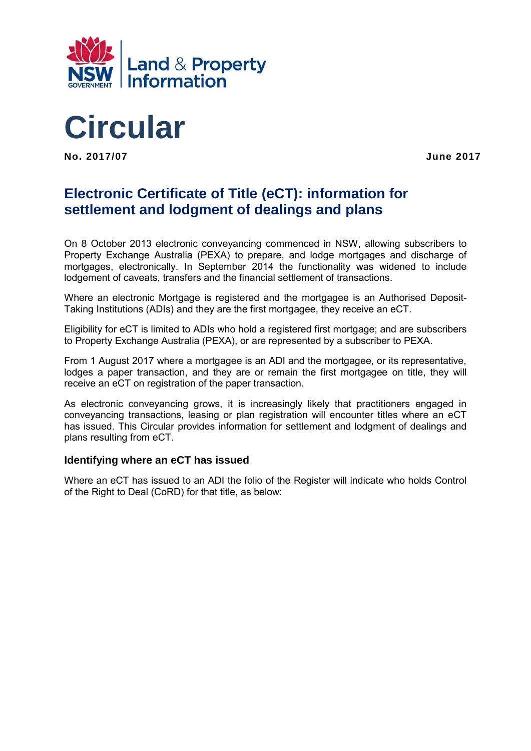NSW GOVERNMENT | Land & Property Information

# Circular

**No. 2017/07** **June 2017**

## Electronic Certificate of Title (eCT): information for settlement and lodgment of dealings and plans

On 8 October 2013 electronic conveyancing commenced in NSW, allowing subscribers to Property Exchange Australia (PEXA) to prepare, and lodge mortgages and discharge of mortgages, electronically. In September 2014 the functionality was widened to include lodgement of caveats, transfers and the financial settlement of transactions.

Where an electronic Mortgage is registered and the mortgagee is an Authorised Deposit-Taking Institutions (ADIs) and they are the first mortgagee, they receive an eCT.

Eligibility for eCT is limited to ADIs who hold a registered first mortgage; and are subscribers to Property Exchange Australia (PEXA), or are represented by a subscriber to PEXA.

From 1 August 2017 where a mortgagee is an ADI and the mortgagee, or its representative, lodges a paper transaction, and they are or remain the first mortgagee on title, they will receive an eCT on registration of the paper transaction.

As electronic conveyancing grows, it is increasingly likely that practitioners engaged in conveyancing transactions, leasing or plan registration will encounter titles where an eCT has issued. This Circular provides information for settlement and lodgment of dealings and plans resulting from eCT.

### Identifying where an eCT has issued

Where an eCT has issued to an ADI the folio of the Register will indicate who holds Control of the Right to Deal (CoRD) for that title, as below: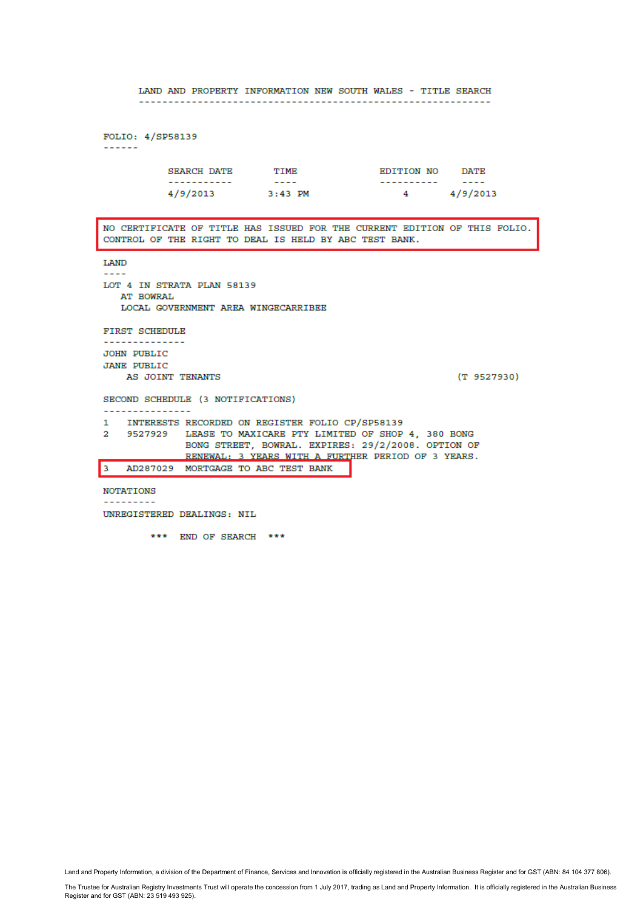LAND AND PROPERTY INFORMATION NEW SOUTH WALES - TITLE SEARCH

FOLIO: 4/SP58139

| SEARCH DATE | TIME | EDITION NO | DATE |
|---|---|---|---|
| 4/9/2013 | 3:43 PM | 4 | 4/9/2013 |

NO CERTIFICATE OF TITLE HAS ISSUED FOR THE CURRENT EDITION OF THIS FOLIO. CONTROL OF THE RIGHT TO DEAL IS HELD BY ABC TEST BANK.

LAND

LOT 4 IN STRATA PLAN 58139
AT BOWRAL
LOCAL GOVERNMENT AREA WINGECARRIBEE

FIRST SCHEDULE

JOHN PUBLIC
JANE PUBLIC
AS JOINT TENANTS (T 9527930)

SECOND SCHEDULE (3 NOTIFICATIONS)

1 INTERESTS RECORDED ON REGISTER FOLIO CP/SP58139
2 9527929 LEASE TO MAXICARE PTY LIMITED OF SHOP 4, 380 BONG BONG STREET, BOWRAL. EXPIRES: 29/2/2008. OPTION OF RENEWAL: 3 YEARS WITH A FURTHER PERIOD OF 3 YEARS.
3 AD287029 MORTGAGE TO ABC TEST BANK

NOTATIONS

UNREGISTERED DEALINGS: NIL

\*\*\* END OF SEARCH \*\*\*

Land and Property Information, a division of the Department of Finance, Services and Innovation is officially registered in the Australian Business Register and for GST (ABN: 84 104 377 806).

The Trustee for Australian Registry Investments Trust will operate the concession from 1 July 2017, trading as Land and Property Information. It is officially registered in the Australian Business Register and for GST (ABN: 23 519 493 925).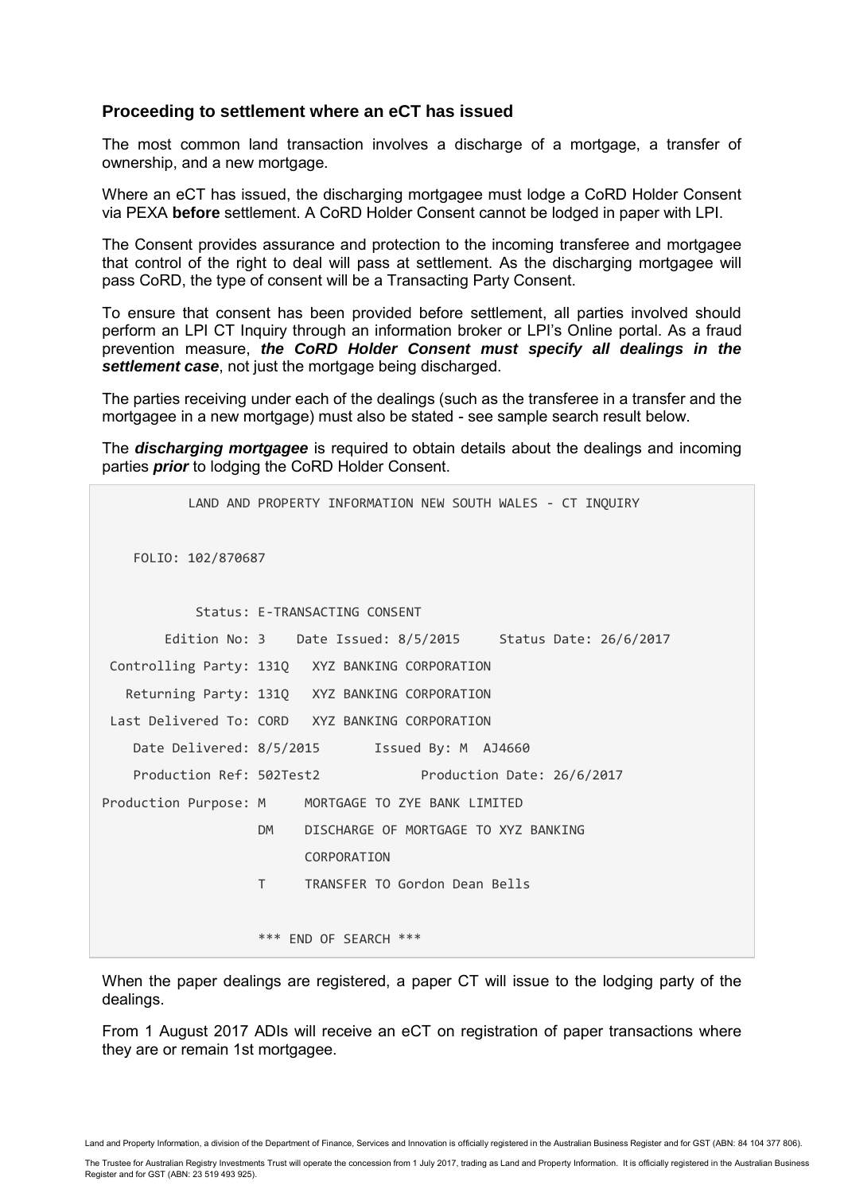### Proceeding to settlement where an eCT has issued

The most common land transaction involves a discharge of a mortgage, a transfer of ownership, and a new mortgage.

Where an eCT has issued, the discharging mortgagee must lodge a CoRD Holder Consent via PEXA **before** settlement. A CoRD Holder Consent cannot be lodged in paper with LPI.

The Consent provides assurance and protection to the incoming transferee and mortgagee that control of the right to deal will pass at settlement. As the discharging mortgagee will pass CoRD, the type of consent will be a Transacting Party Consent.

To ensure that consent has been provided before settlement, all parties involved should perform an LPI CT Inquiry through an information broker or LPI's Online portal. As a fraud prevention measure, ***the CoRD Holder Consent must specify all dealings in the settlement case***, not just the mortgage being discharged.

The parties receiving under each of the dealings (such as the transferee in a transfer and the mortgagee in a new mortgage) must also be stated - see sample search result below.

The ***discharging mortgagee*** is required to obtain details about the dealings and incoming parties ***prior*** to lodging the CoRD Holder Consent.

```
          LAND AND PROPERTY INFORMATION NEW SOUTH WALES - CT INQUIRY


    FOLIO: 102/870687


           Status: E-TRANSACTING CONSENT
        Edition No: 3    Date Issued: 8/5/2015     Status Date: 26/6/2017
 Controlling Party: 131Q   XYZ BANKING CORPORATION
   Returning Party: 131Q   XYZ BANKING CORPORATION
 Last Delivered To: CORD   XYZ BANKING CORPORATION
    Date Delivered: 8/5/2015       Issued By: M  AJ4660
    Production Ref: 502Test2            Production Date: 26/6/2017
Production Purpose: M     MORTGAGE TO ZYE BANK LIMITED
                    DM    DISCHARGE OF MORTGAGE TO XYZ BANKING
                          CORPORATION
                    T     TRANSFER TO Gordon Dean Bells


                    *** END OF SEARCH ***
```

When the paper dealings are registered, a paper CT will issue to the lodging party of the dealings.

From 1 August 2017 ADIs will receive an eCT on registration of paper transactions where they are or remain 1st mortgagee.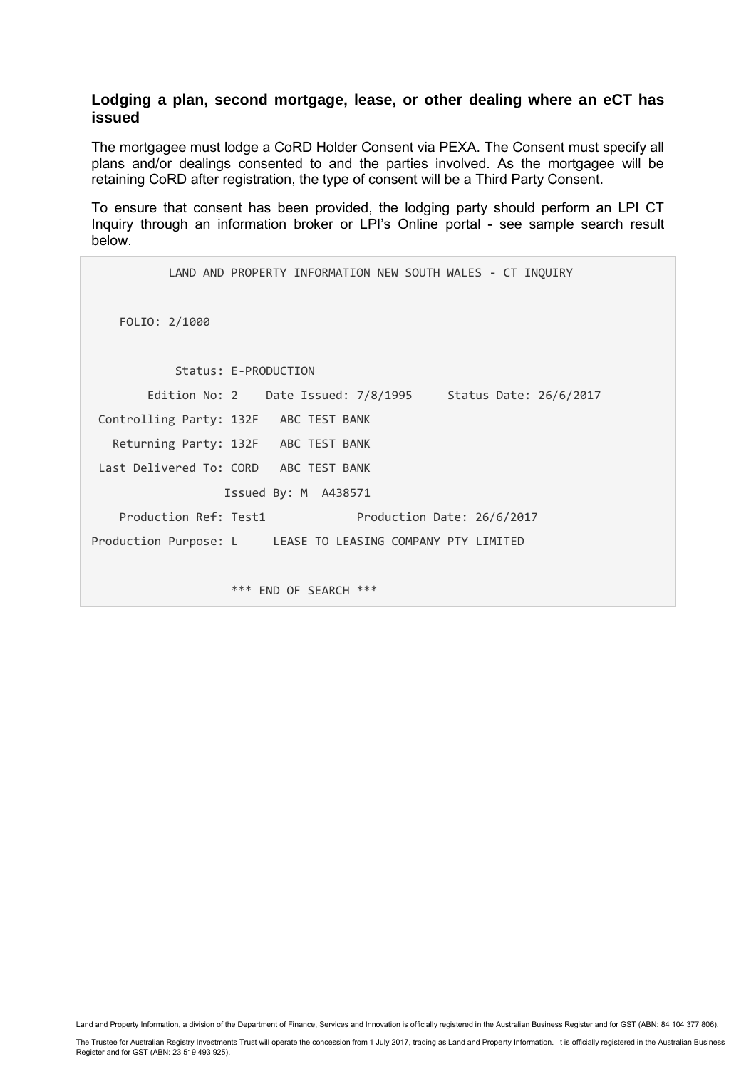### Lodging a plan, second mortgage, lease, or other dealing where an eCT has issued

The mortgagee must lodge a CoRD Holder Consent via PEXA. The Consent must specify all plans and/or dealings consented to and the parties involved. As the mortgagee will be retaining CoRD after registration, the type of consent will be a Third Party Consent.

To ensure that consent has been provided, the lodging party should perform an LPI CT Inquiry through an information broker or LPI's Online portal - see sample search result below.

```
          LAND AND PROPERTY INFORMATION NEW SOUTH WALES - CT INQUIRY


    FOLIO: 2/1000


            Status: E-PRODUCTION
        Edition No: 2    Date Issued: 7/8/1995     Status Date: 26/6/2017
 Controlling Party: 132F   ABC TEST BANK
   Returning Party: 132F   ABC TEST BANK
 Last Delivered To: CORD   ABC TEST BANK
                 Issued By: M  A438571
    Production Ref: Test1            Production Date: 26/6/2017
Production Purpose: L     LEASE TO LEASING COMPANY PTY LIMITED


                   *** END OF SEARCH ***
```

Land and Property Information, a division of the Department of Finance, Services and Innovation is officially registered in the Australian Business Register and for GST (ABN: 84 104 377 806).

The Trustee for Australian Registry Investments Trust will operate the concession from 1 July 2017, trading as Land and Property Information. It is officially registered in the Australian Business Register and for GST (ABN: 23 519 493 925).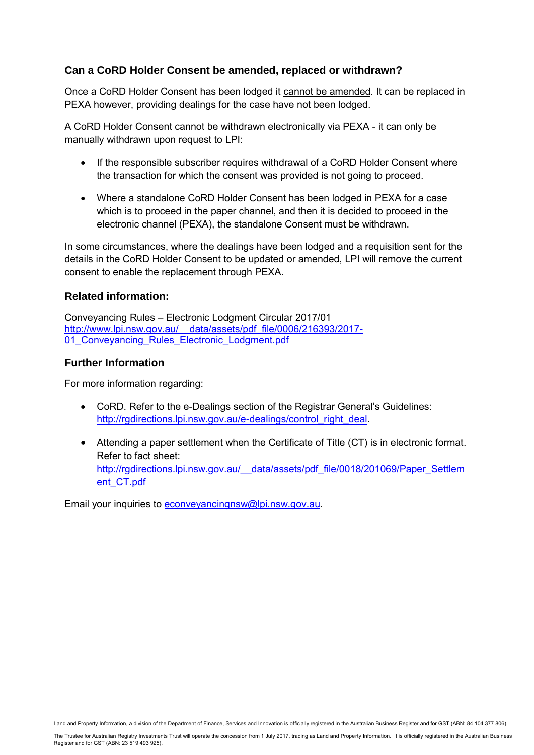### Can a CoRD Holder Consent be amended, replaced or withdrawn?

Once a CoRD Holder Consent has been lodged it cannot be amended. It can be replaced in PEXA however, providing dealings for the case have not been lodged.

A CoRD Holder Consent cannot be withdrawn electronically via PEXA - it can only be manually withdrawn upon request to LPI:

- If the responsible subscriber requires withdrawal of a CoRD Holder Consent where the transaction for which the consent was provided is not going to proceed.
- Where a standalone CoRD Holder Consent has been lodged in PEXA for a case which is to proceed in the paper channel, and then it is decided to proceed in the electronic channel (PEXA), the standalone Consent must be withdrawn.

In some circumstances, where the dealings have been lodged and a requisition sent for the details in the CoRD Holder Consent to be updated or amended, LPI will remove the current consent to enable the replacement through PEXA.

### Related information:

Conveyancing Rules – Electronic Lodgment Circular 2017/01
http://www.lpi.nsw.gov.au/__data/assets/pdf_file/0006/216393/2017-01_Conveyancing_Rules_Electronic_Lodgment.pdf

### Further Information

For more information regarding:

- CoRD. Refer to the e-Dealings section of the Registrar General's Guidelines: http://rgdirections.lpi.nsw.gov.au/e-dealings/control_right_deal.
- Attending a paper settlement when the Certificate of Title (CT) is in electronic format. Refer to fact sheet: http://rgdirections.lpi.nsw.gov.au/__data/assets/pdf_file/0018/201069/Paper_Settlement_CT.pdf

Email your inquiries to econveyancingnsw@lpi.nsw.gov.au.

Land and Property Information, a division of the Department of Finance, Services and Innovation is officially registered in the Australian Business Register and for GST (ABN: 84 104 377 806).

The Trustee for Australian Registry Investments Trust will operate the concession from 1 July 2017, trading as Land and Property Information. It is officially registered in the Australian Business Register and for GST (ABN: 23 519 493 925).